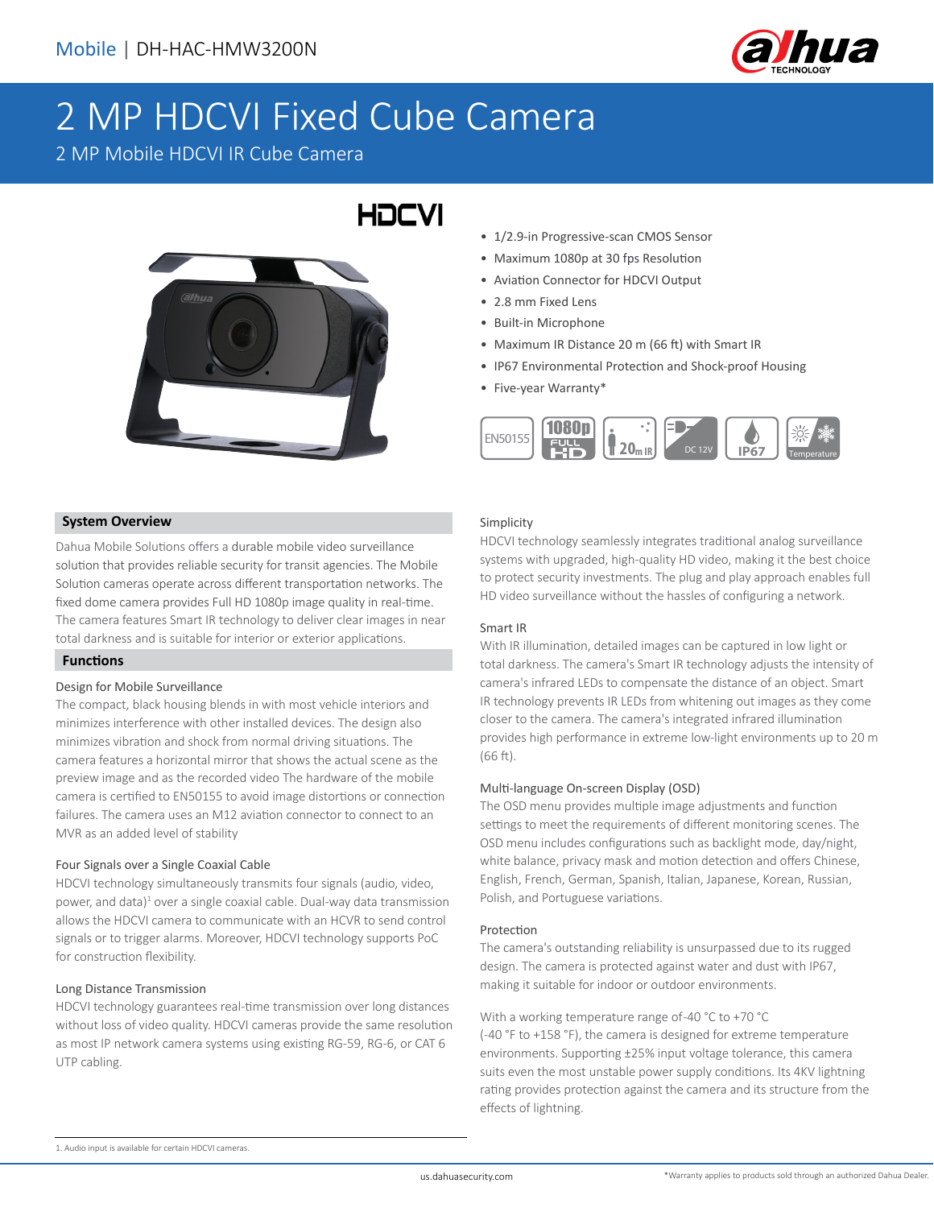Mobile | DH-HAC-HMW3200N

# 2 MP HDCVI Fixed Cube Camera

2 MP Mobile HDCVI IR Cube Camera

HDCVI

- 1/2.9-in Progressive-scan CMOS Sensor
- Maximum 1080p at 30 fps Resolution
- Aviation Connector for HDCVI Output
- 2.8 mm Fixed Lens
- Built-in Microphone
- Maximum IR Distance 20 m (66 ft) with Smart IR
- IP67 Environmental Protection and Shock-proof Housing
- Five-year Warranty*

EN50155 | 1080p FULL HD | 20m IR | DC 12V | IP67 | Temperature

## System Overview

Dahua Mobile Solutions offers a durable mobile video surveillance solution that provides reliable security for transit agencies. The Mobile Solution cameras operate across different transportation networks. The fixed dome camera provides Full HD 1080p image quality in real-time. The camera features Smart IR technology to deliver clear images in near total darkness and is suitable for interior or exterior applications.

## Functions

### Design for Mobile Surveillance

The compact, black housing blends in with most vehicle interiors and minimizes interference with other installed devices. The design also minimizes vibration and shock from normal driving situations. The camera features a horizontal mirror that shows the actual scene as the preview image and as the recorded video The hardware of the mobile camera is certified to EN50155 to avoid image distortions or connection failures. The camera uses an M12 aviation connector to connect to an MVR as an added level of stability

### Four Signals over a Single Coaxial Cable

HDCVI technology simultaneously transmits four signals (audio, video, power, and data)[1] over a single coaxial cable. Dual-way data transmission allows the HDCVI camera to communicate with an HCVR to send control signals or to trigger alarms. Moreover, HDCVI technology supports PoC for construction flexibility.

### Long Distance Transmission

HDCVI technology guarantees real-time transmission over long distances without loss of video quality. HDCVI cameras provide the same resolution as most IP network camera systems using existing RG-59, RG-6, or CAT 6 UTP cabling.

### Simplicity

HDCVI technology seamlessly integrates traditional analog surveillance systems with upgraded, high-quality HD video, making it the best choice to protect security investments. The plug and play approach enables full HD video surveillance without the hassles of configuring a network.

### Smart IR

With IR illumination, detailed images can be captured in low light or total darkness. The camera's Smart IR technology adjusts the intensity of camera's infrared LEDs to compensate the distance of an object. Smart IR technology prevents IR LEDs from whitening out images as they come closer to the camera. The camera's integrated infrared illumination provides high performance in extreme low-light environments up to 20 m (66 ft).

### Multi-language On-screen Display (OSD)

The OSD menu provides multiple image adjustments and function settings to meet the requirements of different monitoring scenes. The OSD menu includes configurations such as backlight mode, day/night, white balance, privacy mask and motion detection and offers Chinese, English, French, German, Spanish, Italian, Japanese, Korean, Russian, Polish, and Portuguese variations.

### Protection

The camera's outstanding reliability is unsurpassed due to its rugged design. The camera is protected against water and dust with IP67, making it suitable for indoor or outdoor environments.

With a working temperature range of-40 °C to +70 °C (-40 °F to +158 °F), the camera is designed for extreme temperature environments. Supporting ±25% input voltage tolerance, this camera suits even the most unstable power supply conditions. Its 4KV lightning rating provides protection against the camera and its structure from the effects of lightning.

1. Audio input is available for certain HDCVI cameras.

*Warranty applies to products sold through an authorized Dahua Dealer.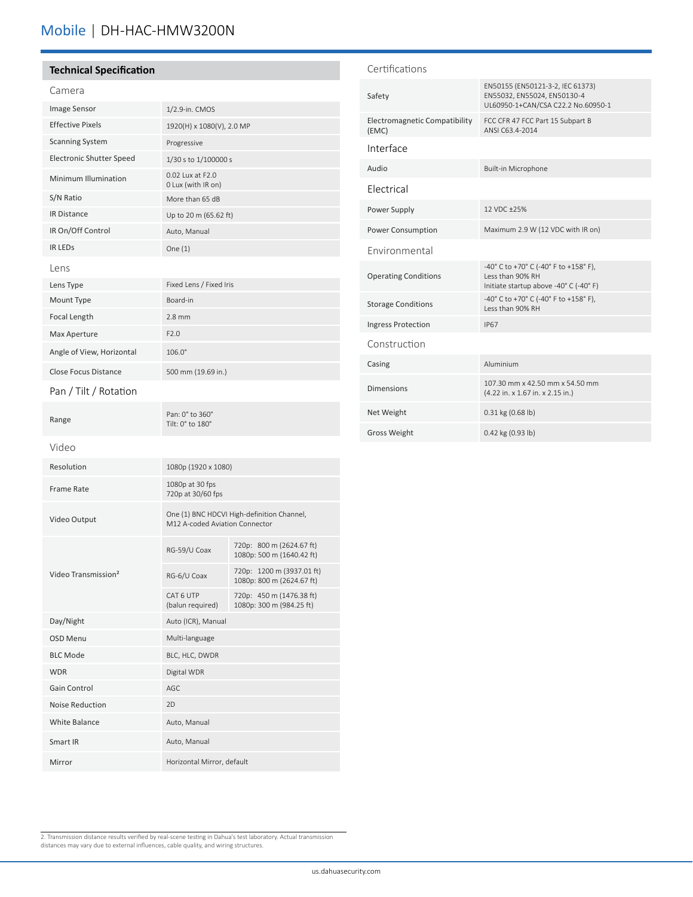# Mobile | DH-HAC-HMW3200N

## Technical Specification

### Camera

| | |
|---|---|
| Image Sensor | 1/2.9-in. CMOS |
| Effective Pixels | 1920(H) x 1080(V), 2.0 MP |
| Scanning System | Progressive |
| Electronic Shutter Speed | 1/30 s to 1/100000 s |
| Minimum Illumination | 0.02 Lux at F2.0<br>0 Lux (with IR on) |
| S/N Ratio | More than 65 dB |
| IR Distance | Up to 20 m (65.62 ft) |
| IR On/Off Control | Auto, Manual |
| IR LEDs | One (1) |

### Lens

| | |
|---|---|
| Lens Type | Fixed Lens / Fixed Iris |
| Mount Type | Board-in |
| Focal Length | 2.8 mm |
| Max Aperture | F2.0 |
| Angle of View, Horizontal | 106.0° |
| Close Focus Distance | 500 mm (19.69 in.) |

### Pan / Tilt / Rotation

| | |
|---|---|
| Range | Pan: 0° to 360°<br>Tilt: 0° to 180° |

### Video

| | | |
|---|---|---|
| Resolution | 1080p (1920 x 1080) | |
| Frame Rate | 1080p at 30 fps<br>720p at 30/60 fps | |
| Video Output | One (1) BNC HDCVI High-definition Channel, M12 A-coded Aviation Connector | |
| Video Transmission[2] | RG-59/U Coax | 720p: 800 m (2624.67 ft)<br>1080p: 500 m (1640.42 ft) |
| | RG-6/U Coax | 720p: 1200 m (3937.01 ft)<br>1080p: 800 m (2624.67 ft) |
| | CAT 6 UTP (balun required) | 720p: 450 m (1476.38 ft)<br>1080p: 300 m (984.25 ft) |
| Day/Night | Auto (ICR), Manual | |
| OSD Menu | Multi-language | |
| BLC Mode | BLC, HLC, DWDR | |
| WDR | Digital WDR | |
| Gain Control | AGC | |
| Noise Reduction | 2D | |
| White Balance | Auto, Manual | |
| Smart IR | Auto, Manual | |
| Mirror | Horizontal Mirror, default | |

### Certifications

| | |
|---|---|
| Safety | EN50155 (EN50121-3-2, IEC 61373)<br>EN55032, EN55024, EN50130-4<br>UL60950-1+CAN/CSA C22.2 No.60950-1 |
| Electromagnetic Compatibility (EMC) | FCC CFR 47 FCC Part 15 Subpart B<br>ANSI C63.4-2014 |

### Interface

| | |
|---|---|
| Audio | Built-in Microphone |

### Electrical

| | |
|---|---|
| Power Supply | 12 VDC ±25% |
| Power Consumption | Maximum 2.9 W (12 VDC with IR on) |

### Environmental

| | |
|---|---|
| Operating Conditions | -40° C to +70° C (-40° F to +158° F),<br>Less than 90% RH<br>Initiate startup above -40° C (-40° F) |
| Storage Conditions | -40° C to +70° C (-40° F to +158° F),<br>Less than 90% RH |
| Ingress Protection | IP67 |

### Construction

| | |
|---|---|
| Casing | Aluminium |
| Dimensions | 107.30 mm x 42.50 mm x 54.50 mm<br>(4.22 in. x 1.67 in. x 2.15 in.) |
| Net Weight | 0.31 kg (0.68 lb) |
| Gross Weight | 0.42 kg (0.93 lb) |

2. Transmission distance results verified by real-scene testing in Dahua's test laboratory. Actual transmission distances may vary due to external influences, cable quality, and wiring structures.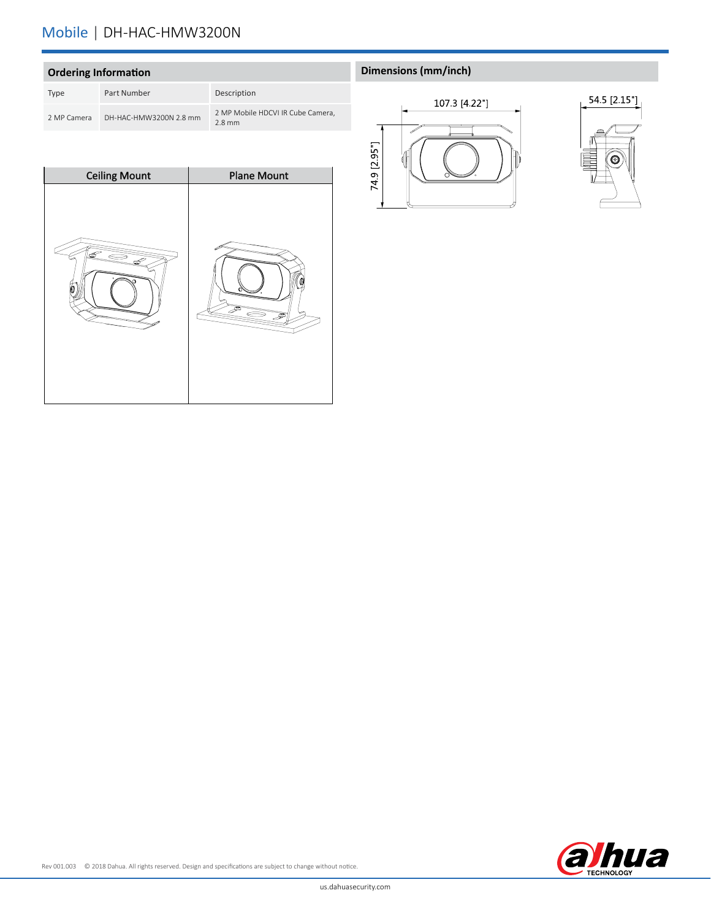## Ordering Information

| Type | Part Number | Description |
| --- | --- | --- |
| 2 MP Camera | DH-HAC-HMW3200N 2.8 mm | 2 MP Mobile HDCVI IR Cube Camera, 2.8 mm |

| Ceiling Mount | Plane Mount |
| --- | --- |
| | |

## Dimensions (mm/inch)

107.3 [4.22"]

74.9 [2.95"]

54.5 [2.15"]

Rev 001.003 © 2018 Dahua. All rights reserved. Design and specifications are subject to change without notice.

us.dahuasecurity.com